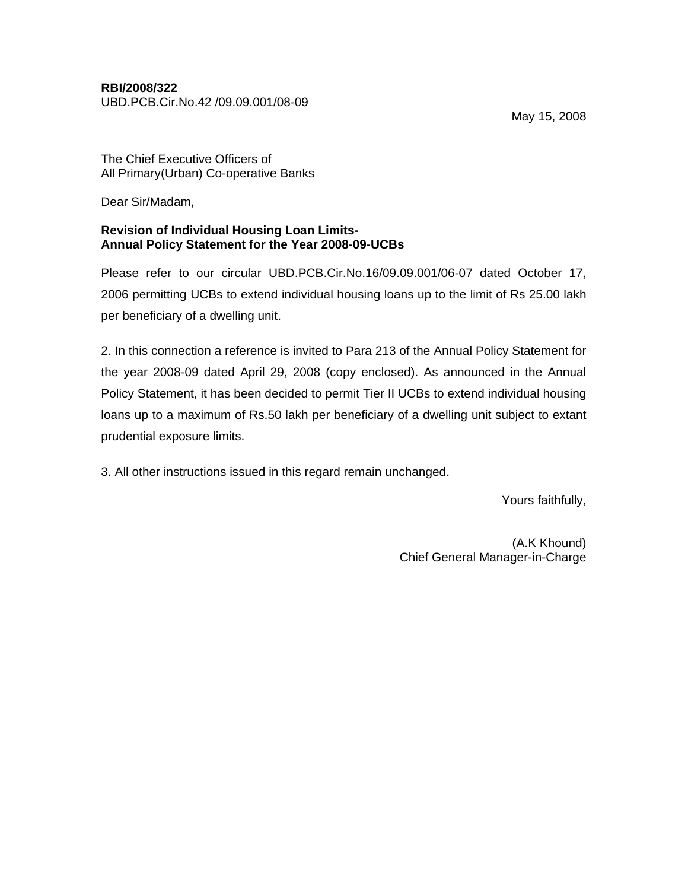**RBI/2008/322**
UBD.PCB.Cir.No.42 /09.09.001/08-09

May 15, 2008

The Chief Executive Officers of
All Primary(Urban) Co-operative Banks

Dear Sir/Madam,

**Revision of Individual Housing Loan Limits-**
**Annual Policy Statement for the Year 2008-09-UCBs**

Please refer to our circular UBD.PCB.Cir.No.16/09.09.001/06-07 dated October 17, 2006 permitting UCBs to extend individual housing loans up to the limit of Rs 25.00 lakh per beneficiary of a dwelling unit.

2. In this connection a reference is invited to Para 213 of the Annual Policy Statement for the year 2008-09 dated April 29, 2008 (copy enclosed). As announced in the Annual Policy Statement, it has been decided to permit Tier II UCBs to extend individual housing loans up to a maximum of Rs.50 lakh per beneficiary of a dwelling unit subject to extant prudential exposure limits.

3. All other instructions issued in this regard remain unchanged.

Yours faithfully,

(A.K Khound)
Chief General Manager-in-Charge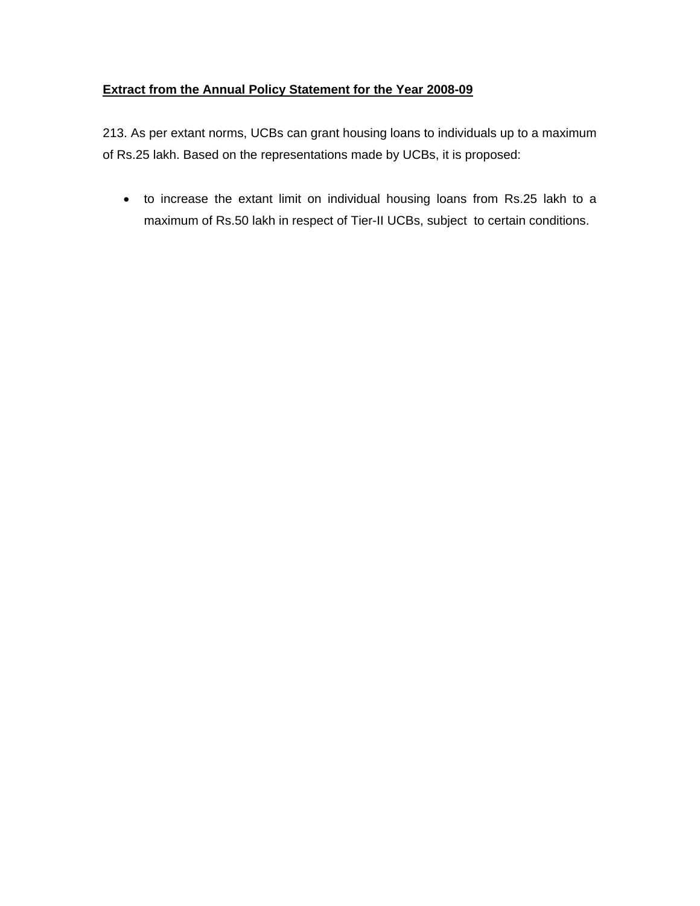**Extract from the Annual Policy Statement for the Year 2008-09**

213. As per extant norms, UCBs can grant housing loans to individuals up to a maximum of Rs.25 lakh. Based on the representations made by UCBs, it is proposed:

- to increase the extant limit on individual housing loans from Rs.25 lakh to a maximum of Rs.50 lakh in respect of Tier-II UCBs, subject to certain conditions.